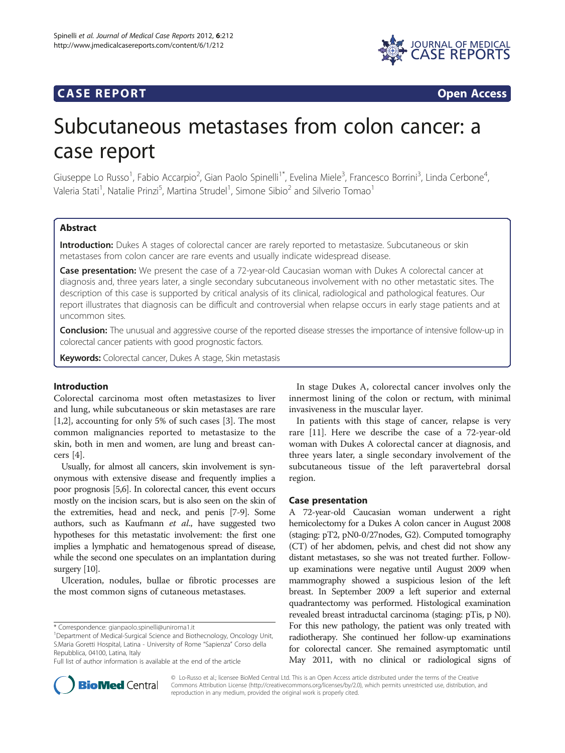**CASE REPORT** **Open Access**

# Subcutaneous metastases from colon cancer: a case report

Giuseppe Lo Russo[1], Fabio Accarpio[2], Gian Paolo Spinelli[1*], Evelina Miele[3], Francesco Borrini[3], Linda Cerbone[4], Valeria Stati[1], Natalie Prinzi[5], Martina Strudel[1], Simone Sibio[2] and Silverio Tomao[1]

## Abstract

**Introduction:** Dukes A stages of colorectal cancer are rarely reported to metastasize. Subcutaneous or skin metastases from colon cancer are rare events and usually indicate widespread disease.

**Case presentation:** We present the case of a 72-year-old Caucasian woman with Dukes A colorectal cancer at diagnosis and, three years later, a single secondary subcutaneous involvement with no other metastatic sites. The description of this case is supported by critical analysis of its clinical, radiological and pathological features. Our report illustrates that diagnosis can be difficult and controversial when relapse occurs in early stage patients and at uncommon sites.

**Conclusion:** The unusual and aggressive course of the reported disease stresses the importance of intensive follow-up in colorectal cancer patients with good prognostic factors.

**Keywords:** Colorectal cancer, Dukes A stage, Skin metastasis

## Introduction

Colorectal carcinoma most often metastasizes to liver and lung, while subcutaneous or skin metastases are rare [1,2], accounting for only 5% of such cases [3]. The most common malignancies reported to metastasize to the skin, both in men and women, are lung and breast cancers [4].

Usually, for almost all cancers, skin involvement is synonymous with extensive disease and frequently implies a poor prognosis [5,6]. In colorectal cancer, this event occurs mostly on the incision scars, but is also seen on the skin of the extremities, head and neck, and penis [7-9]. Some authors, such as Kaufmann *et al*., have suggested two hypotheses for this metastatic involvement: the first one implies a lymphatic and hematogenous spread of disease, while the second one speculates on an implantation during surgery [10].

Ulceration, nodules, bullae or fibrotic processes are the most common signs of cutaneous metastases.

In stage Dukes A, colorectal cancer involves only the innermost lining of the colon or rectum, with minimal invasiveness in the muscular layer.

In patients with this stage of cancer, relapse is very rare [11]. Here we describe the case of a 72-year-old woman with Dukes A colorectal cancer at diagnosis, and three years later, a single secondary involvement of the subcutaneous tissue of the left paravertebral dorsal region.

## Case presentation

A 72-year-old Caucasian woman underwent a right hemicolectomy for a Dukes A colon cancer in August 2008 (staging: pT2, pN0-0/27nodes, G2). Computed tomography (CT) of her abdomen, pelvis, and chest did not show any distant metastases, so she was not treated further. Follow-up examinations were negative until August 2009 when mammography showed a suspicious lesion of the left breast. In September 2009 a left superior and external quadrantectomy was performed. Histological examination revealed breast intraductal carcinoma (staging: pTis, p N0). For this new pathology, the patient was only treated with radiotherapy. She continued her follow-up examinations for colorectal cancer. She remained asymptomatic until May 2011, with no clinical or radiological signs of

\* Correspondence: gianpaolo.spinelli@uniroma1.it
[1]Department of Medical-Surgical Science and Biothecnology, Oncology Unit, S.Maria Goretti Hospital, Latina - University of Rome "Sapienza" Corso della Repubblica, 04100, Latina, Italy
Full list of author information is available at the end of the article

© Lo-Russo et al.; licensee BioMed Central Ltd. This is an Open Access article distributed under the terms of the Creative Commons Attribution License (http://creativecommons.org/licenses/by/2.0), which permits unrestricted use, distribution, and reproduction in any medium, provided the original work is properly cited.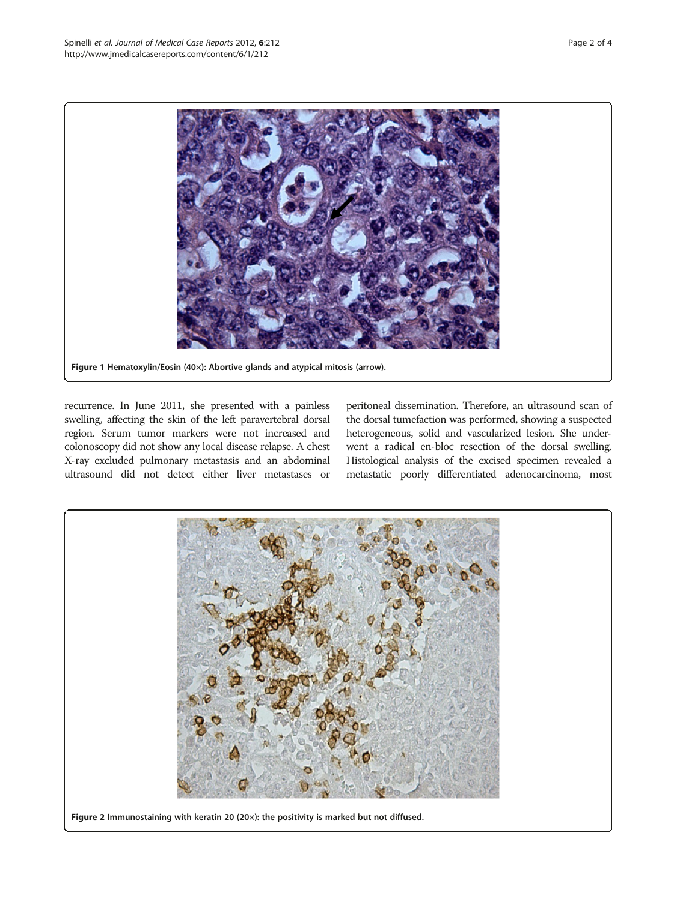Figure 1 Hematoxylin/Eosin (40×): Abortive glands and atypical mitosis (arrow).

recurrence. In June 2011, she presented with a painless swelling, affecting the skin of the left paravertebral dorsal region. Serum tumor markers were not increased and colonoscopy did not show any local disease relapse. A chest X-ray excluded pulmonary metastasis and an abdominal ultrasound did not detect either liver metastases or peritoneal dissemination. Therefore, an ultrasound scan of the dorsal tumefaction was performed, showing a suspected heterogeneous, solid and vascularized lesion. She underwent a radical en-bloc resection of the dorsal swelling. Histological analysis of the excised specimen revealed a metastatic poorly differentiated adenocarcinoma, most

Figure 2 Immunostaining with keratin 20 (20×): the positivity is marked but not diffused.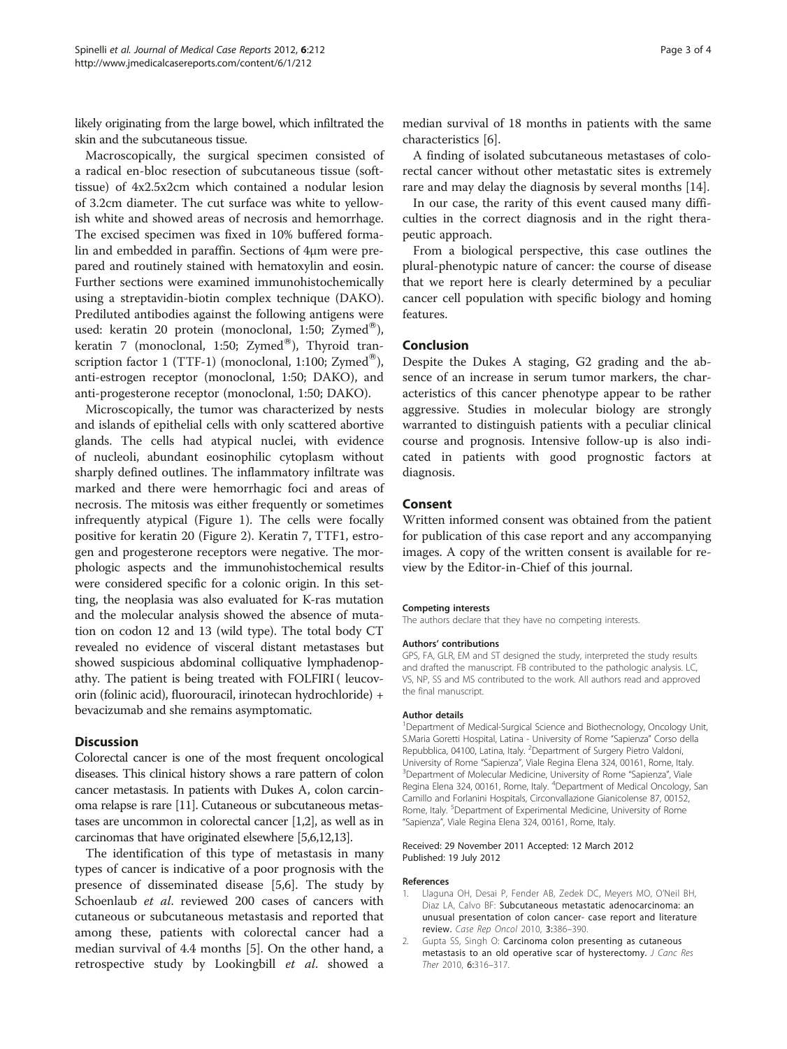likely originating from the large bowel, which infiltrated the skin and the subcutaneous tissue.

Macroscopically, the surgical specimen consisted of a radical en-bloc resection of subcutaneous tissue (soft-tissue) of 4x2.5x2cm which contained a nodular lesion of 3.2cm diameter. The cut surface was white to yellowish white and showed areas of necrosis and hemorrhage. The excised specimen was fixed in 10% buffered formalin and embedded in paraffin. Sections of 4μm were prepared and routinely stained with hematoxylin and eosin. Further sections were examined immunohistochemically using a streptavidin-biotin complex technique (DAKO). Prediluted antibodies against the following antigens were used: keratin 20 protein (monoclonal, 1:50; Zymed®), keratin 7 (monoclonal, 1:50; Zymed®), Thyroid transcription factor 1 (TTF-1) (monoclonal, 1:100; Zymed®), anti-estrogen receptor (monoclonal, 1:50; DAKO), and anti-progesterone receptor (monoclonal, 1:50; DAKO).

Microscopically, the tumor was characterized by nests and islands of epithelial cells with only scattered abortive glands. The cells had atypical nuclei, with evidence of nucleoli, abundant eosinophilic cytoplasm without sharply defined outlines. The inflammatory infiltrate was marked and there were hemorrhagic foci and areas of necrosis. The mitosis was either frequently or sometimes infrequently atypical (Figure 1). The cells were focally positive for keratin 20 (Figure 2). Keratin 7, TTF1, estrogen and progesterone receptors were negative. The morphologic aspects and the immunohistochemical results were considered specific for a colonic origin. In this setting, the neoplasia was also evaluated for K-ras mutation and the molecular analysis showed the absence of mutation on codon 12 and 13 (wild type). The total body CT revealed no evidence of visceral distant metastases but showed suspicious abdominal colliquative lymphadenopathy. The patient is being treated with FOLFIRI ( leucovorin (folinic acid), fluorouracil, irinotecan hydrochloride) + bevacizumab and she remains asymptomatic.

## Discussion

Colorectal cancer is one of the most frequent oncological diseases. This clinical history shows a rare pattern of colon cancer metastasis. In patients with Dukes A, colon carcinoma relapse is rare [11]. Cutaneous or subcutaneous metastases are uncommon in colorectal cancer [1,2], as well as in carcinomas that have originated elsewhere [5,6,12,13].

The identification of this type of metastasis in many types of cancer is indicative of a poor prognosis with the presence of disseminated disease [5,6]. The study by Schoenlaub *et al*. reviewed 200 cases of cancers with cutaneous or subcutaneous metastasis and reported that among these, patients with colorectal cancer had a median survival of 4.4 months [5]. On the other hand, a retrospective study by Lookingbill *et al*. showed a median survival of 18 months in patients with the same characteristics [6].

A finding of isolated subcutaneous metastases of colorectal cancer without other metastatic sites is extremely rare and may delay the diagnosis by several months [14].

In our case, the rarity of this event caused many difficulties in the correct diagnosis and in the right therapeutic approach.

From a biological perspective, this case outlines the plural-phenotypic nature of cancer: the course of disease that we report here is clearly determined by a peculiar cancer cell population with specific biology and homing features.

## Conclusion

Despite the Dukes A staging, G2 grading and the absence of an increase in serum tumor markers, the characteristics of this cancer phenotype appear to be rather aggressive. Studies in molecular biology are strongly warranted to distinguish patients with a peculiar clinical course and prognosis. Intensive follow-up is also indicated in patients with good prognostic factors at diagnosis.

## Consent

Written informed consent was obtained from the patient for publication of this case report and any accompanying images. A copy of the written consent is available for review by the Editor-in-Chief of this journal.

#### Competing interests

The authors declare that they have no competing interests.

#### Authors' contributions

GPS, FA, GLR, EM and ST designed the study, interpreted the study results and drafted the manuscript. FB contributed to the pathologic analysis. LC, VS, NP, SS and MS contributed to the work. All authors read and approved the final manuscript.

#### Author details

[1]Department of Medical-Surgical Science and Biothecnology, Oncology Unit, S.Maria Goretti Hospital, Latina - University of Rome "Sapienza" Corso della Repubblica, 04100, Latina, Italy. [2]Department of Surgery Pietro Valdoni, University of Rome "Sapienza", Viale Regina Elena 324, 00161, Rome, Italy. [3]Department of Molecular Medicine, University of Rome "Sapienza", Viale Regina Elena 324, 00161, Rome, Italy. [4]Department of Medical Oncology, San Camillo and Forlanini Hospitals, Circonvallazione Gianicolense 87, 00152, Rome, Italy. [5]Department of Experimental Medicine, University of Rome "Sapienza", Viale Regina Elena 324, 00161, Rome, Italy.

Received: 29 November 2011 Accepted: 12 March 2012
Published: 19 July 2012

#### References

1. Llaguna OH, Desai P, Fender AB, Zedek DC, Meyers MO, O'Neil BH, Diaz LA, Calvo BF: **Subcutaneous metastatic adenocarcinoma: an unusual presentation of colon cancer- case report and literature review.** *Case Rep Oncol* 2010, **3**:386–390.
2. Gupta SS, Singh O: **Carcinoma colon presenting as cutaneous metastasis to an old operative scar of hysterectomy.** *J Canc Res Ther* 2010, **6**:316–317.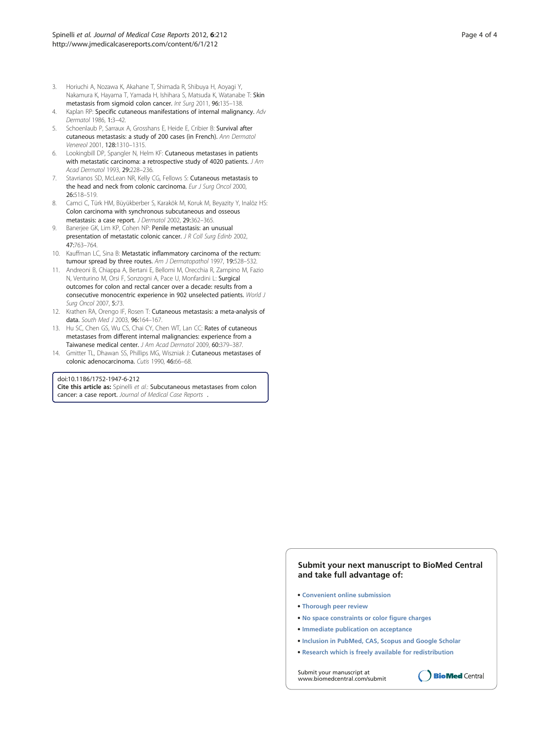3. Horiuchi A, Nozawa K, Akahane T, Shimada R, Shibuya H, Aoyagi Y, Nakamura K, Hayama T, Yamada H, Ishihara S, Matsuda K, Watanabe T: **Skin metastasis from sigmoid colon cancer.** *Int Surg* 2011, **96:**135–138.
4. Kaplan RP: **Specific cutaneous manifestations of internal malignancy.** *Adv Dermatol* 1986, **1:**3–42.
5. Schoenlaub P, Sarraux A, Grosshans E, Heide E, Cribier B: **Survival after cutaneous metastasis: a study of 200 cases (in French).** *Ann Dermatol Venereol* 2001, **128:**1310–1315.
6. Lookingbill DP, Spangler N, Helm KF: **Cutaneous metastases in patients with metastatic carcinoma: a retrospective study of 4020 patients.** *J Am Acad Dermatol* 1993, **29:**228–236.
7. Stavrianos SD, McLean NR, Kelly CG, Fellows S: **Cutaneous metastasis to the head and neck from colonic carcinoma.** *Eur J Surg Oncol* 2000, **26:**518–519.
8. Camci C, Türk HM, Büyükberber S, Karakök M, Koruk M, Beyazity Y, Inalöz HS: **Colon carcinoma with synchronous subcutaneous and osseous metastasis: a case report.** *J Dermatol* 2002, **29:**362–365.
9. Banerjee GK, Lim KP, Cohen NP: **Penile metastasis: an unusual presentation of metastatic colonic cancer.** *J R Coll Surg Edinb* 2002, **47:**763–764.
10. Kauffman LC, Sina B: **Metastatic inflammatory carcinoma of the rectum: tumour spread by three routes.** *Am J Dermatopathol* 1997, **19:**528–532.
11. Andreoni B, Chiappa A, Bertani E, Bellomi M, Orecchia R, Zampino M, Fazio N, Venturino M, Orsi F, Sonzogni A, Pace U, Monfardini L: **Surgical outcomes for colon and rectal cancer over a decade: results from a consecutive monocentric experience in 902 unselected patients.** *World J Surg Oncol* 2007, **5:**73.
12. Krathen RA, Orengo IF, Rosen T: **Cutaneous metastasis: a meta-analysis of data.** *South Med J* 2003, **96:**164–167.
13. Hu SC, Chen GS, Wu CS, Chai CY, Chen WT, Lan CC: **Rates of cutaneous metastases from different internal malignancies: experience from a Taiwanese medical center.** *J Am Acad Dermatol* 2009, **60:**379–387.
14. Gmitter TL, Dhawan SS, Phillips MG, Wiszniak J: **Cutaneous metastases of colonic adenocarcinoma.** *Cutis* 1990, **46:**66–68.

doi:10.1186/1752-1947-6-212
**Cite this article as:** Spinelli *et al.*: Subcutaneous metastases from colon cancer: a case report. *Journal of Medical Case Reports* .

**Submit your next manuscript to BioMed Central and take full advantage of:**

- **Convenient online submission**
- **Thorough peer review**
- **No space constraints or color figure charges**
- **Immediate publication on acceptance**
- **Inclusion in PubMed, CAS, Scopus and Google Scholar**
- **Research which is freely available for redistribution**

Submit your manuscript at
www.biomedcentral.com/submit

BioMed Central